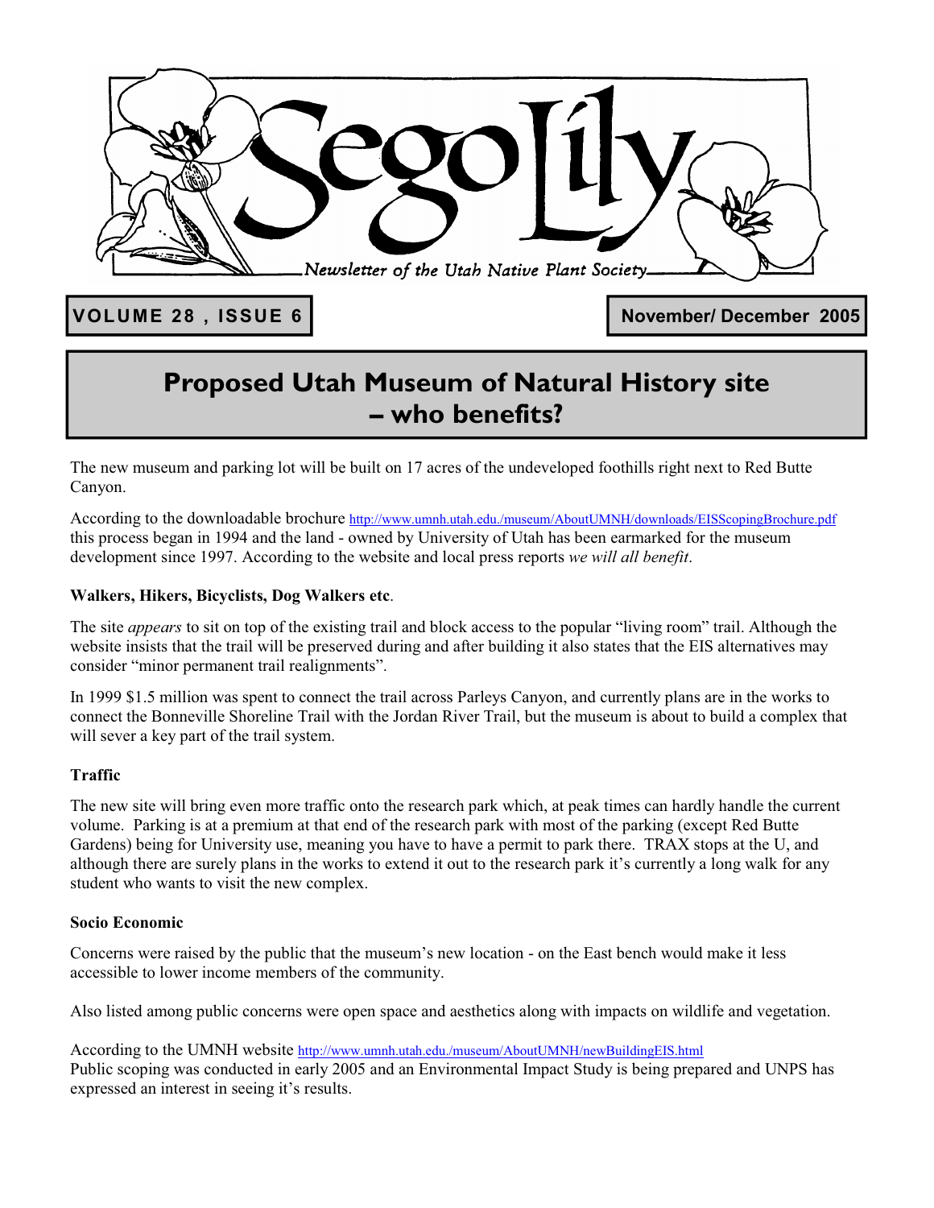# Sego Lily

*Newsletter of the Utah Native Plant Society*

**VOLUME 28 , ISSUE 6**

**November/ December 2005**

## Proposed Utah Museum of Natural History site – who benefits?

The new museum and parking lot will be built on 17 acres of the undeveloped foothills right next to Red Butte Canyon.

According to the downloadable brochure http://www.umnh.utah.edu./museum/AboutUMNH/downloads/EISScopingBrochure.pdf this process began in 1994 and the land - owned by University of Utah has been earmarked for the museum development since 1997. According to the website and local press reports *we will all benefit*.

**Walkers, Hikers, Bicyclists, Dog Walkers etc**.

The site *appears* to sit on top of the existing trail and block access to the popular "living room" trail. Although the website insists that the trail will be preserved during and after building it also states that the EIS alternatives may consider "minor permanent trail realignments".

In 1999 $1.5 million was spent to connect the trail across Parleys Canyon, and currently plans are in the works to connect the Bonneville Shoreline Trail with the Jordan River Trail, but the museum is about to build a complex that will sever a key part of the trail system.

**Traffic**

The new site will bring even more traffic onto the research park which, at peak times can hardly handle the current volume. Parking is at a premium at that end of the research park with most of the parking (except Red Butte Gardens) being for University use, meaning you have to have a permit to park there. TRAX stops at the U, and although there are surely plans in the works to extend it out to the research park it's currently a long walk for any student who wants to visit the new complex.

**Socio Economic**

Concerns were raised by the public that the museum's new location - on the East bench would make it less accessible to lower income members of the community.

Also listed among public concerns were open space and aesthetics along with impacts on wildlife and vegetation.

According to the UMNH website http://www.umnh.utah.edu./museum/AboutUMNH/newBuildingEIS.html
Public scoping was conducted in early 2005 and an Environmental Impact Study is being prepared and UNPS has expressed an interest in seeing it's results.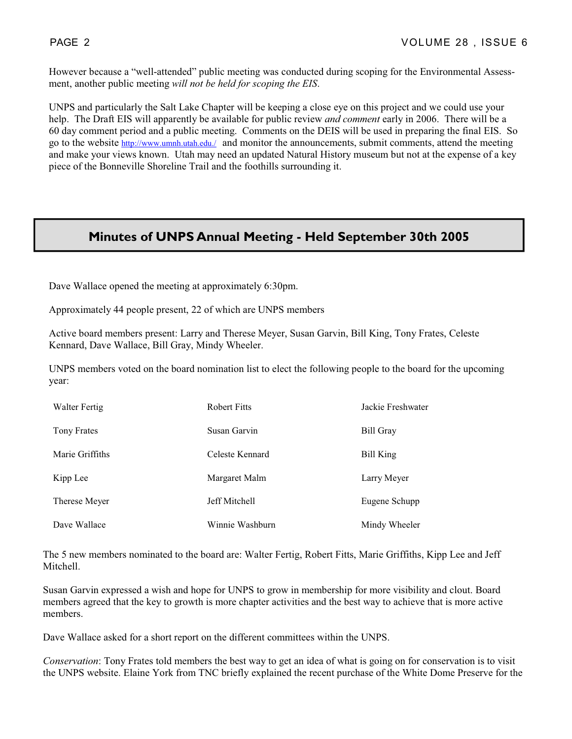However because a "well-attended" public meeting was conducted during scoping for the Environmental Assessment, another public meeting *will not be held for scoping the EIS*.

UNPS and particularly the Salt Lake Chapter will be keeping a close eye on this project and we could use your help. The Draft EIS will apparently be available for public review *and comment* early in 2006. There will be a 60 day comment period and a public meeting. Comments on the DEIS will be used in preparing the final EIS. So go to the website http://www.umnh.utah.edu./ and monitor the announcements, submit comments, attend the meeting and make your views known. Utah may need an updated Natural History museum but not at the expense of a key piece of the Bonneville Shoreline Trail and the foothills surrounding it.

## Minutes of UNPS Annual Meeting - Held September 30th 2005

Dave Wallace opened the meeting at approximately 6:30pm.

Approximately 44 people present, 22 of which are UNPS members

Active board members present: Larry and Therese Meyer, Susan Garvin, Bill King, Tony Frates, Celeste Kennard, Dave Wallace, Bill Gray, Mindy Wheeler.

UNPS members voted on the board nomination list to elect the following people to the board for the upcoming year:

| | | |
|---|---|---|
| Walter Fertig | Robert Fitts | Jackie Freshwater |
| Tony Frates | Susan Garvin | Bill Gray |
| Marie Griffiths | Celeste Kennard | Bill King |
| Kipp Lee | Margaret Malm | Larry Meyer |
| Therese Meyer | Jeff Mitchell | Eugene Schupp |
| Dave Wallace | Winnie Washburn | Mindy Wheeler |

The 5 new members nominated to the board are: Walter Fertig, Robert Fitts, Marie Griffiths, Kipp Lee and Jeff Mitchell.

Susan Garvin expressed a wish and hope for UNPS to grow in membership for more visibility and clout. Board members agreed that the key to growth is more chapter activities and the best way to achieve that is more active members.

Dave Wallace asked for a short report on the different committees within the UNPS.

*Conservation*: Tony Frates told members the best way to get an idea of what is going on for conservation is to visit the UNPS website. Elaine York from TNC briefly explained the recent purchase of the White Dome Preserve for the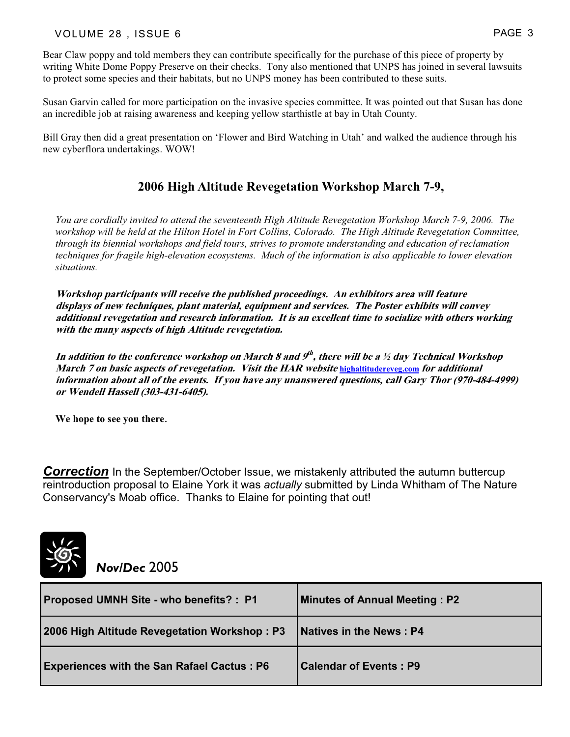Bear Claw poppy and told members they can contribute specifically for the purchase of this piece of property by writing White Dome Poppy Preserve on their checks. Tony also mentioned that UNPS has joined in several lawsuits to protect some species and their habitats, but no UNPS money has been contributed to these suits.

Susan Garvin called for more participation on the invasive species committee. It was pointed out that Susan has done an incredible job at raising awareness and keeping yellow starthistle at bay in Utah County.

Bill Gray then did a great presentation on 'Flower and Bird Watching in Utah' and walked the audience through his new cyberflora undertakings. WOW!

## 2006 High Altitude Revegetation Workshop March 7-9,

*You are cordially invited to attend the seventeenth High Altitude Revegetation Workshop March 7-9, 2006. The workshop will be held at the Hilton Hotel in Fort Collins, Colorado. The High Altitude Revegetation Committee, through its biennial workshops and field tours, strives to promote understanding and education of reclamation techniques for fragile high-elevation ecosystems. Much of the information is also applicable to lower elevation situations.*

***Workshop participants will receive the published proceedings. An exhibitors area will feature displays of new techniques, plant material, equipment and services. The Poster exhibits will convey additional revegetation and research information. It is an excellent time to socialize with others working with the many aspects of high Altitude revegetation.***

***In addition to the conference workshop on March 8 and 9th, there will be a ½ day Technical Workshop March 7 on basic aspects of revegetation. Visit the HAR website*** highaltitudereveg.com ***for additional information about all of the events. If you have any unanswered questions, call Gary Thor (970-484-4999) or Wendell Hassell (303-431-6405).***

**We hope to see you there.**

***Correction*** In the September/October Issue, we mistakenly attributed the autumn buttercup reintroduction proposal to Elaine York it was *actually* submitted by Linda Whitham of The Nature Conservancy's Moab office. Thanks to Elaine for pointing that out!

***Nov/Dec*** 2005

| Proposed UMNH Site - who benefits? : P1 | Minutes of Annual Meeting : P2 |
|---|---|
| 2006 High Altitude Revegetation Workshop : P3 | Natives in the News : P4 |
| Experiences with the San Rafael Cactus : P6 | Calendar of Events : P9 |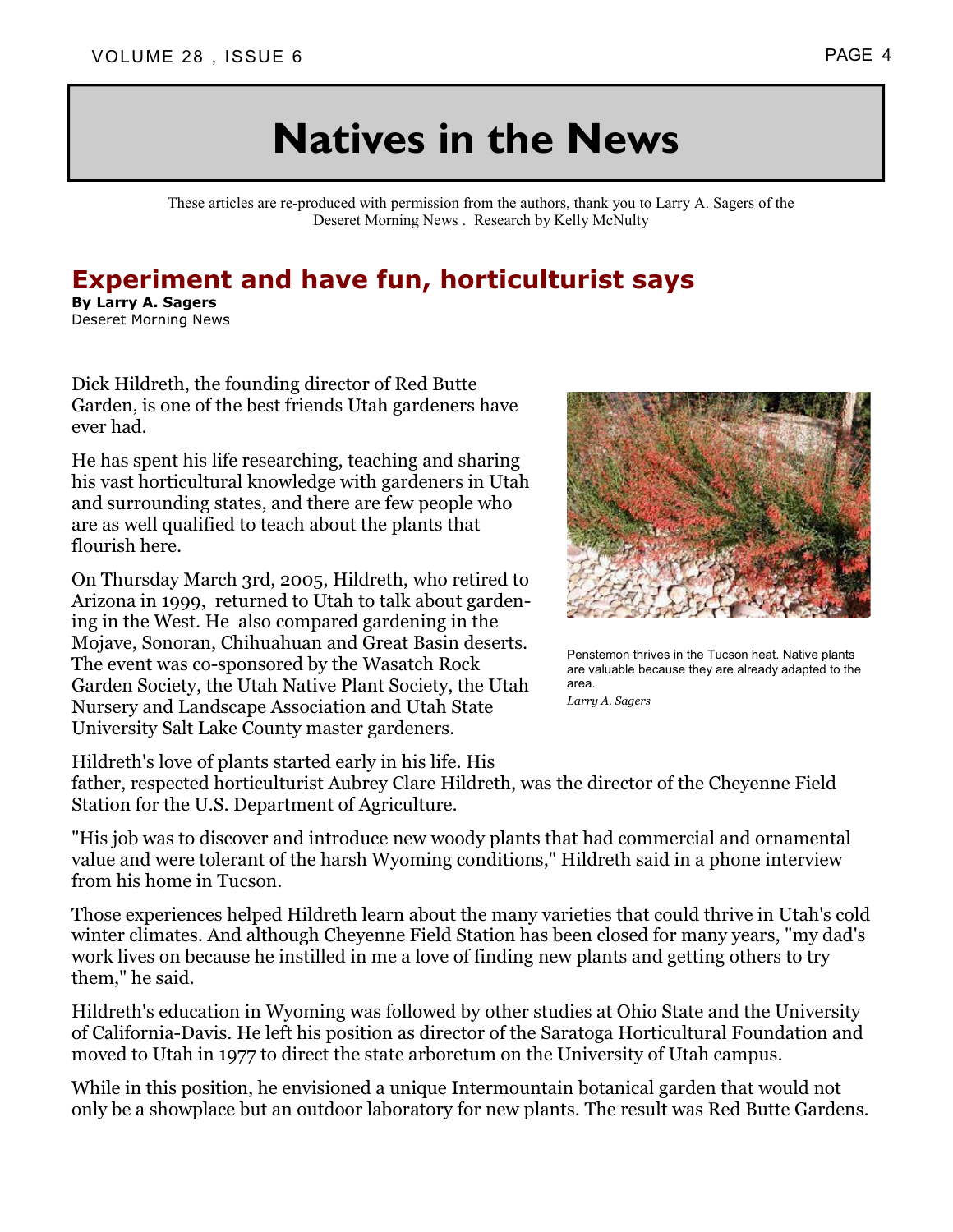# Natives in the News

These articles are re-produced with permission from the authors, thank you to Larry A. Sagers of the Deseret Morning News . Research by Kelly McNulty

## Experiment and have fun, horticulturist says

**By Larry A. Sagers**
Deseret Morning News

Dick Hildreth, the founding director of Red Butte Garden, is one of the best friends Utah gardeners have ever had.

He has spent his life researching, teaching and sharing his vast horticultural knowledge with gardeners in Utah and surrounding states, and there are few people who are as well qualified to teach about the plants that flourish here.

On Thursday March 3rd, 2005, Hildreth, who retired to Arizona in 1999, returned to Utah to talk about gardening in the West. He also compared gardening in the Mojave, Sonoran, Chihuahuan and Great Basin deserts. The event was co-sponsored by the Wasatch Rock Garden Society, the Utah Native Plant Society, the Utah Nursery and Landscape Association and Utah State University Salt Lake County master gardeners.

Penstemon thrives in the Tucson heat. Native plants are valuable because they are already adapted to the area.
*Larry A. Sagers*

Hildreth's love of plants started early in his life. His father, respected horticulturist Aubrey Clare Hildreth, was the director of the Cheyenne Field Station for the U.S. Department of Agriculture.

"His job was to discover and introduce new woody plants that had commercial and ornamental value and were tolerant of the harsh Wyoming conditions," Hildreth said in a phone interview from his home in Tucson.

Those experiences helped Hildreth learn about the many varieties that could thrive in Utah's cold winter climates. And although Cheyenne Field Station has been closed for many years, "my dad's work lives on because he instilled in me a love of finding new plants and getting others to try them," he said.

Hildreth's education in Wyoming was followed by other studies at Ohio State and the University of California-Davis. He left his position as director of the Saratoga Horticultural Foundation and moved to Utah in 1977 to direct the state arboretum on the University of Utah campus.

While in this position, he envisioned a unique Intermountain botanical garden that would not only be a showplace but an outdoor laboratory for new plants. The result was Red Butte Gardens.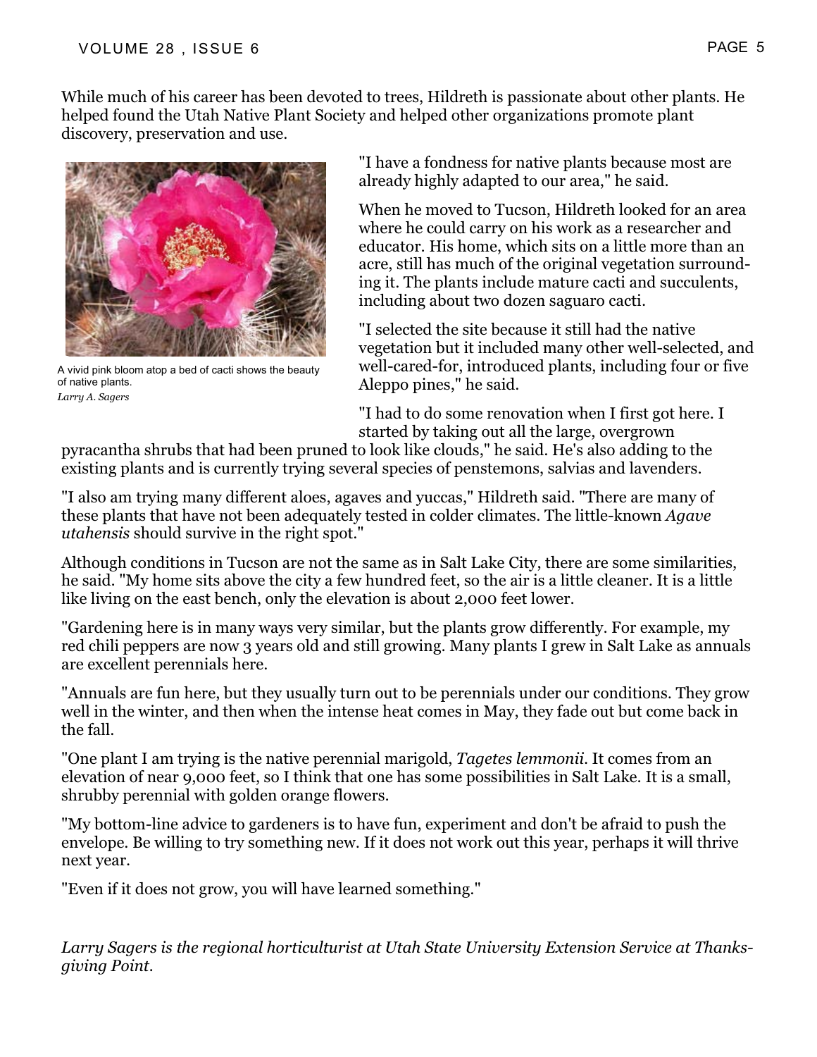While much of his career has been devoted to trees, Hildreth is passionate about other plants. He helped found the Utah Native Plant Society and helped other organizations promote plant discovery, preservation and use.

A vivid pink bloom atop a bed of cacti shows the beauty of native plants.
*Larry A. Sagers*

"I have a fondness for native plants because most are already highly adapted to our area," he said.

When he moved to Tucson, Hildreth looked for an area where he could carry on his work as a researcher and educator. His home, which sits on a little more than an acre, still has much of the original vegetation surrounding it. The plants include mature cacti and succulents, including about two dozen saguaro cacti.

"I selected the site because it still had the native vegetation but it included many other well-selected, and well-cared-for, introduced plants, including four or five Aleppo pines," he said.

"I had to do some renovation when I first got here. I started by taking out all the large, overgrown pyracantha shrubs that had been pruned to look like clouds," he said. He's also adding to the existing plants and is currently trying several species of penstemons, salvias and lavenders.

"I also am trying many different aloes, agaves and yuccas," Hildreth said. "There are many of these plants that have not been adequately tested in colder climates. The little-known *Agave utahensis* should survive in the right spot."

Although conditions in Tucson are not the same as in Salt Lake City, there are some similarities, he said. "My home sits above the city a few hundred feet, so the air is a little cleaner. It is a little like living on the east bench, only the elevation is about 2,000 feet lower.

"Gardening here is in many ways very similar, but the plants grow differently. For example, my red chili peppers are now 3 years old and still growing. Many plants I grew in Salt Lake as annuals are excellent perennials here.

"Annuals are fun here, but they usually turn out to be perennials under our conditions. They grow well in the winter, and then when the intense heat comes in May, they fade out but come back in the fall.

"One plant I am trying is the native perennial marigold, *Tagetes lemmonii*. It comes from an elevation of near 9,000 feet, so I think that one has some possibilities in Salt Lake. It is a small, shrubby perennial with golden orange flowers.

"My bottom-line advice to gardeners is to have fun, experiment and don't be afraid to push the envelope. Be willing to try something new. If it does not work out this year, perhaps it will thrive next year.

"Even if it does not grow, you will have learned something."

*Larry Sagers is the regional horticulturist at Utah State University Extension Service at Thanksgiving Point.*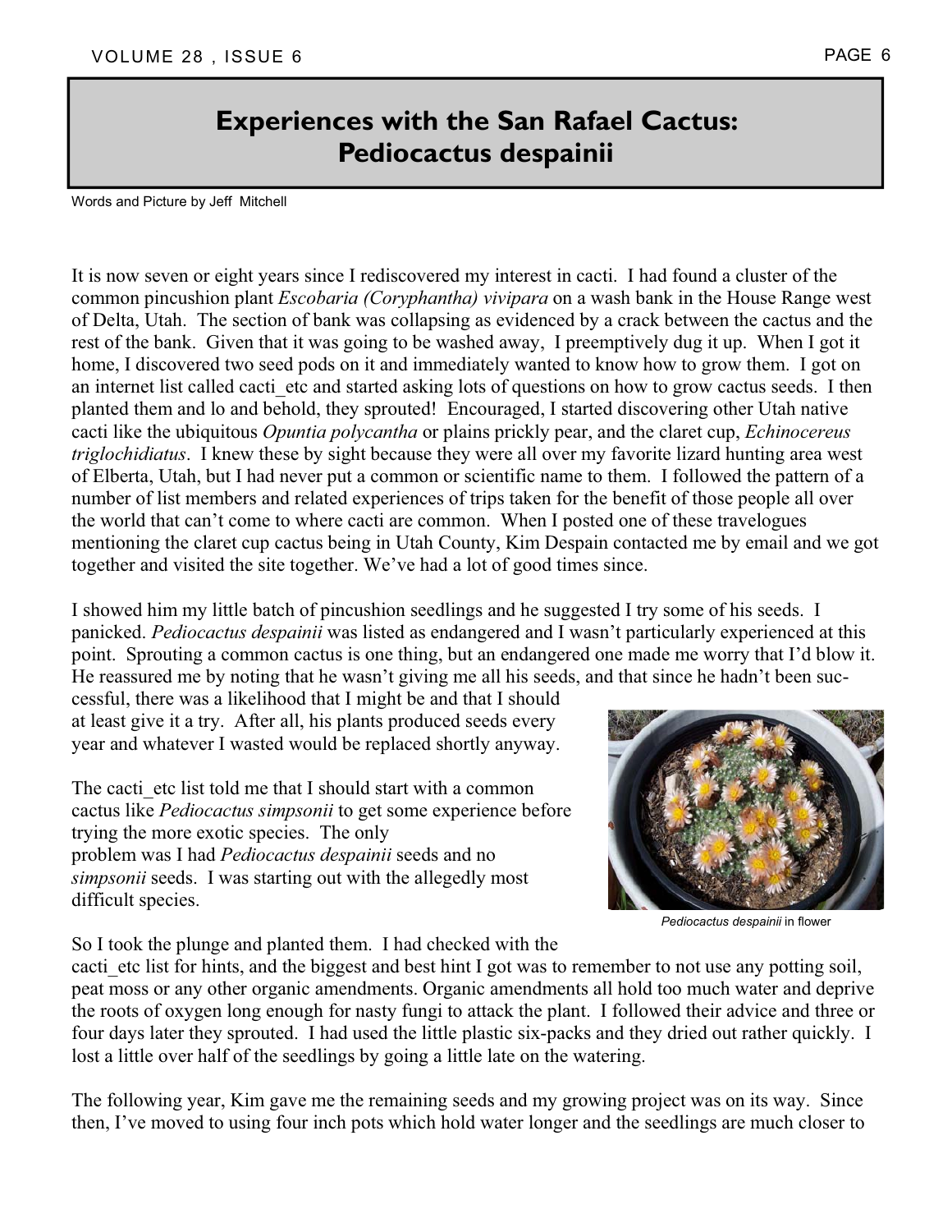# Experiences with the San Rafael Cactus: Pediocactus despainii

Words and Picture by Jeff Mitchell

It is now seven or eight years since I rediscovered my interest in cacti. I had found a cluster of the common pincushion plant *Escobaria (Coryphantha) vivipara* on a wash bank in the House Range west of Delta, Utah. The section of bank was collapsing as evidenced by a crack between the cactus and the rest of the bank. Given that it was going to be washed away, I preemptively dug it up. When I got it home, I discovered two seed pods on it and immediately wanted to know how to grow them. I got on an internet list called cacti_etc and started asking lots of questions on how to grow cactus seeds. I then planted them and lo and behold, they sprouted! Encouraged, I started discovering other Utah native cacti like the ubiquitous *Opuntia polycantha* or plains prickly pear, and the claret cup, *Echinocereus triglochidiatus*. I knew these by sight because they were all over my favorite lizard hunting area west of Elberta, Utah, but I had never put a common or scientific name to them. I followed the pattern of a number of list members and related experiences of trips taken for the benefit of those people all over the world that can't come to where cacti are common. When I posted one of these travelogues mentioning the claret cup cactus being in Utah County, Kim Despain contacted me by email and we got together and visited the site together. We've had a lot of good times since.

I showed him my little batch of pincushion seedlings and he suggested I try some of his seeds. I panicked. *Pediocactus despainii* was listed as endangered and I wasn't particularly experienced at this point. Sprouting a common cactus is one thing, but an endangered one made me worry that I'd blow it. He reassured me by noting that he wasn't giving me all his seeds, and that since he hadn't been successful, there was a likelihood that I might be and that I should at least give it a try. After all, his plants produced seeds every year and whatever I wasted would be replaced shortly anyway.

The cacti_etc list told me that I should start with a common cactus like *Pediocactus simpsonii* to get some experience before trying the more exotic species. The only problem was I had *Pediocactus despainii* seeds and no *simpsonii* seeds. I was starting out with the allegedly most difficult species.

*Pediocactus despainii* in flower

So I took the plunge and planted them. I had checked with the cacti_etc list for hints, and the biggest and best hint I got was to remember to not use any potting soil, peat moss or any other organic amendments. Organic amendments all hold too much water and deprive the roots of oxygen long enough for nasty fungi to attack the plant. I followed their advice and three or four days later they sprouted. I had used the little plastic six-packs and they dried out rather quickly. I lost a little over half of the seedlings by going a little late on the watering.

The following year, Kim gave me the remaining seeds and my growing project was on its way. Since then, I've moved to using four inch pots which hold water longer and the seedlings are much closer to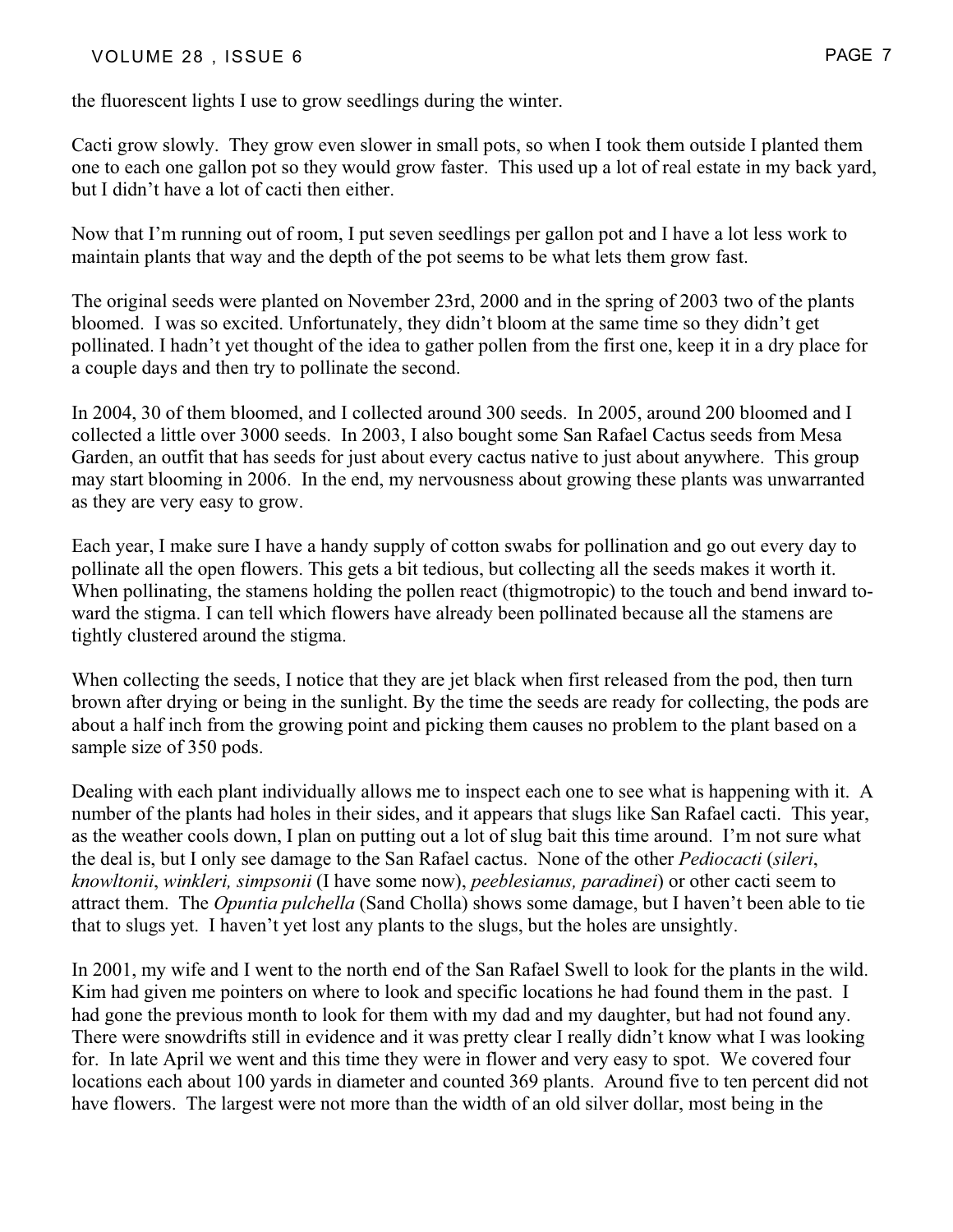the fluorescent lights I use to grow seedlings during the winter.

Cacti grow slowly. They grow even slower in small pots, so when I took them outside I planted them one to each one gallon pot so they would grow faster. This used up a lot of real estate in my back yard, but I didn't have a lot of cacti then either.

Now that I'm running out of room, I put seven seedlings per gallon pot and I have a lot less work to maintain plants that way and the depth of the pot seems to be what lets them grow fast.

The original seeds were planted on November 23rd, 2000 and in the spring of 2003 two of the plants bloomed. I was so excited. Unfortunately, they didn't bloom at the same time so they didn't get pollinated. I hadn't yet thought of the idea to gather pollen from the first one, keep it in a dry place for a couple days and then try to pollinate the second.

In 2004, 30 of them bloomed, and I collected around 300 seeds. In 2005, around 200 bloomed and I collected a little over 3000 seeds. In 2003, I also bought some San Rafael Cactus seeds from Mesa Garden, an outfit that has seeds for just about every cactus native to just about anywhere. This group may start blooming in 2006. In the end, my nervousness about growing these plants was unwarranted as they are very easy to grow.

Each year, I make sure I have a handy supply of cotton swabs for pollination and go out every day to pollinate all the open flowers. This gets a bit tedious, but collecting all the seeds makes it worth it. When pollinating, the stamens holding the pollen react (thigmotropic) to the touch and bend inward toward the stigma. I can tell which flowers have already been pollinated because all the stamens are tightly clustered around the stigma.

When collecting the seeds, I notice that they are jet black when first released from the pod, then turn brown after drying or being in the sunlight. By the time the seeds are ready for collecting, the pods are about a half inch from the growing point and picking them causes no problem to the plant based on a sample size of 350 pods.

Dealing with each plant individually allows me to inspect each one to see what is happening with it. A number of the plants had holes in their sides, and it appears that slugs like San Rafael cacti. This year, as the weather cools down, I plan on putting out a lot of slug bait this time around. I'm not sure what the deal is, but I only see damage to the San Rafael cactus. None of the other *Pediocacti* (*sileri*, *knowltonii*, *winkleri, simpsonii* (I have some now), *peeblesianus, paradinei*) or other cacti seem to attract them. The *Opuntia pulchella* (Sand Cholla) shows some damage, but I haven't been able to tie that to slugs yet. I haven't yet lost any plants to the slugs, but the holes are unsightly.

In 2001, my wife and I went to the north end of the San Rafael Swell to look for the plants in the wild. Kim had given me pointers on where to look and specific locations he had found them in the past. I had gone the previous month to look for them with my dad and my daughter, but had not found any. There were snowdrifts still in evidence and it was pretty clear I really didn't know what I was looking for. In late April we went and this time they were in flower and very easy to spot. We covered four locations each about 100 yards in diameter and counted 369 plants. Around five to ten percent did not have flowers. The largest were not more than the width of an old silver dollar, most being in the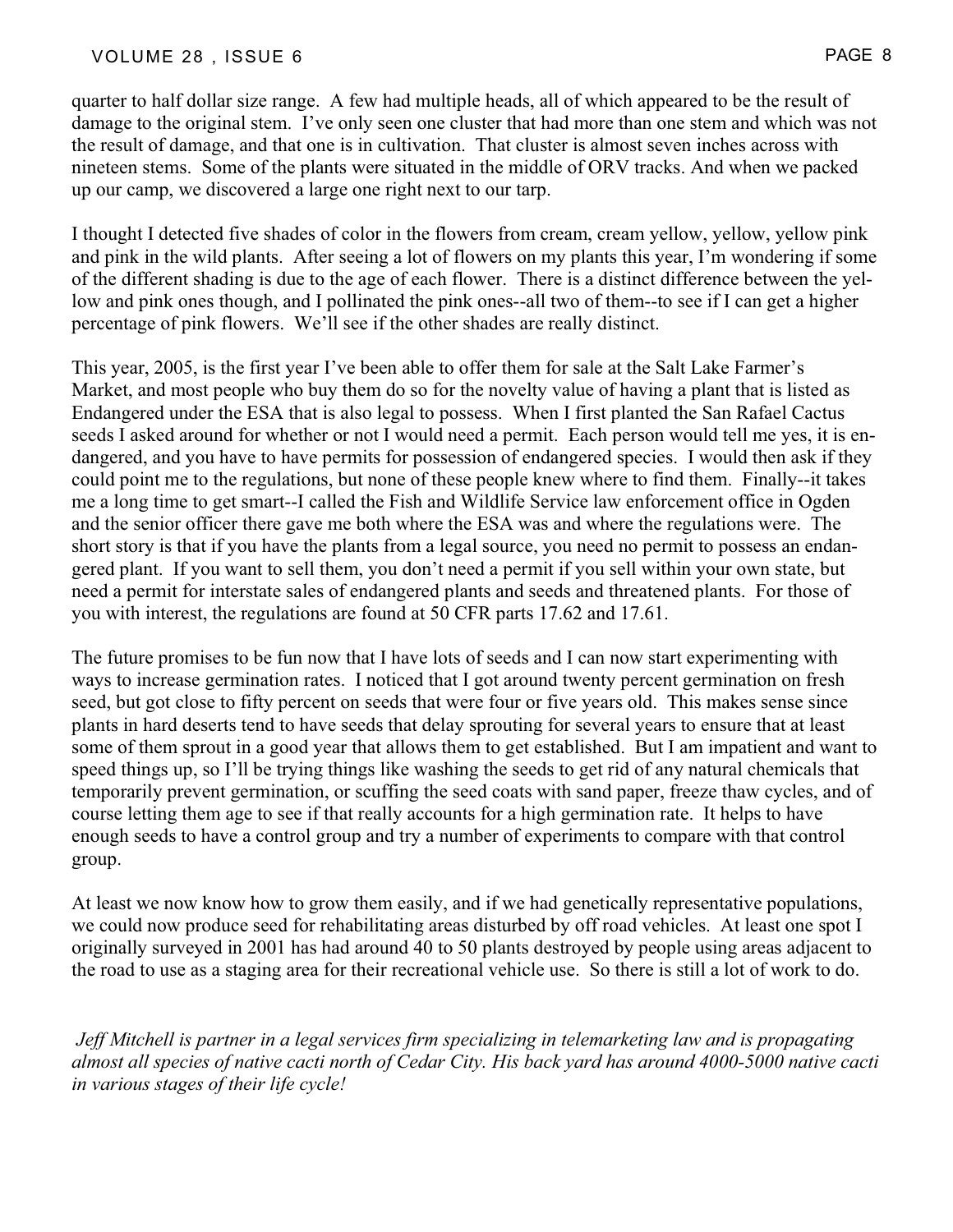quarter to half dollar size range. A few had multiple heads, all of which appeared to be the result of damage to the original stem. I've only seen one cluster that had more than one stem and which was not the result of damage, and that one is in cultivation. That cluster is almost seven inches across with nineteen stems. Some of the plants were situated in the middle of ORV tracks. And when we packed up our camp, we discovered a large one right next to our tarp.

I thought I detected five shades of color in the flowers from cream, cream yellow, yellow, yellow pink and pink in the wild plants. After seeing a lot of flowers on my plants this year, I'm wondering if some of the different shading is due to the age of each flower. There is a distinct difference between the yellow and pink ones though, and I pollinated the pink ones--all two of them--to see if I can get a higher percentage of pink flowers. We'll see if the other shades are really distinct.

This year, 2005, is the first year I've been able to offer them for sale at the Salt Lake Farmer's Market, and most people who buy them do so for the novelty value of having a plant that is listed as Endangered under the ESA that is also legal to possess. When I first planted the San Rafael Cactus seeds I asked around for whether or not I would need a permit. Each person would tell me yes, it is endangered, and you have to have permits for possession of endangered species. I would then ask if they could point me to the regulations, but none of these people knew where to find them. Finally--it takes me a long time to get smart--I called the Fish and Wildlife Service law enforcement office in Ogden and the senior officer there gave me both where the ESA was and where the regulations were. The short story is that if you have the plants from a legal source, you need no permit to possess an endangered plant. If you want to sell them, you don't need a permit if you sell within your own state, but need a permit for interstate sales of endangered plants and seeds and threatened plants. For those of you with interest, the regulations are found at 50 CFR parts 17.62 and 17.61.

The future promises to be fun now that I have lots of seeds and I can now start experimenting with ways to increase germination rates. I noticed that I got around twenty percent germination on fresh seed, but got close to fifty percent on seeds that were four or five years old. This makes sense since plants in hard deserts tend to have seeds that delay sprouting for several years to ensure that at least some of them sprout in a good year that allows them to get established. But I am impatient and want to speed things up, so I'll be trying things like washing the seeds to get rid of any natural chemicals that temporarily prevent germination, or scuffing the seed coats with sand paper, freeze thaw cycles, and of course letting them age to see if that really accounts for a high germination rate. It helps to have enough seeds to have a control group and try a number of experiments to compare with that control group.

At least we now know how to grow them easily, and if we had genetically representative populations, we could now produce seed for rehabilitating areas disturbed by off road vehicles. At least one spot I originally surveyed in 2001 has had around 40 to 50 plants destroyed by people using areas adjacent to the road to use as a staging area for their recreational vehicle use. So there is still a lot of work to do.

*Jeff Mitchell is partner in a legal services firm specializing in telemarketing law and is propagating almost all species of native cacti north of Cedar City. His back yard has around 4000-5000 native cacti in various stages of their life cycle!*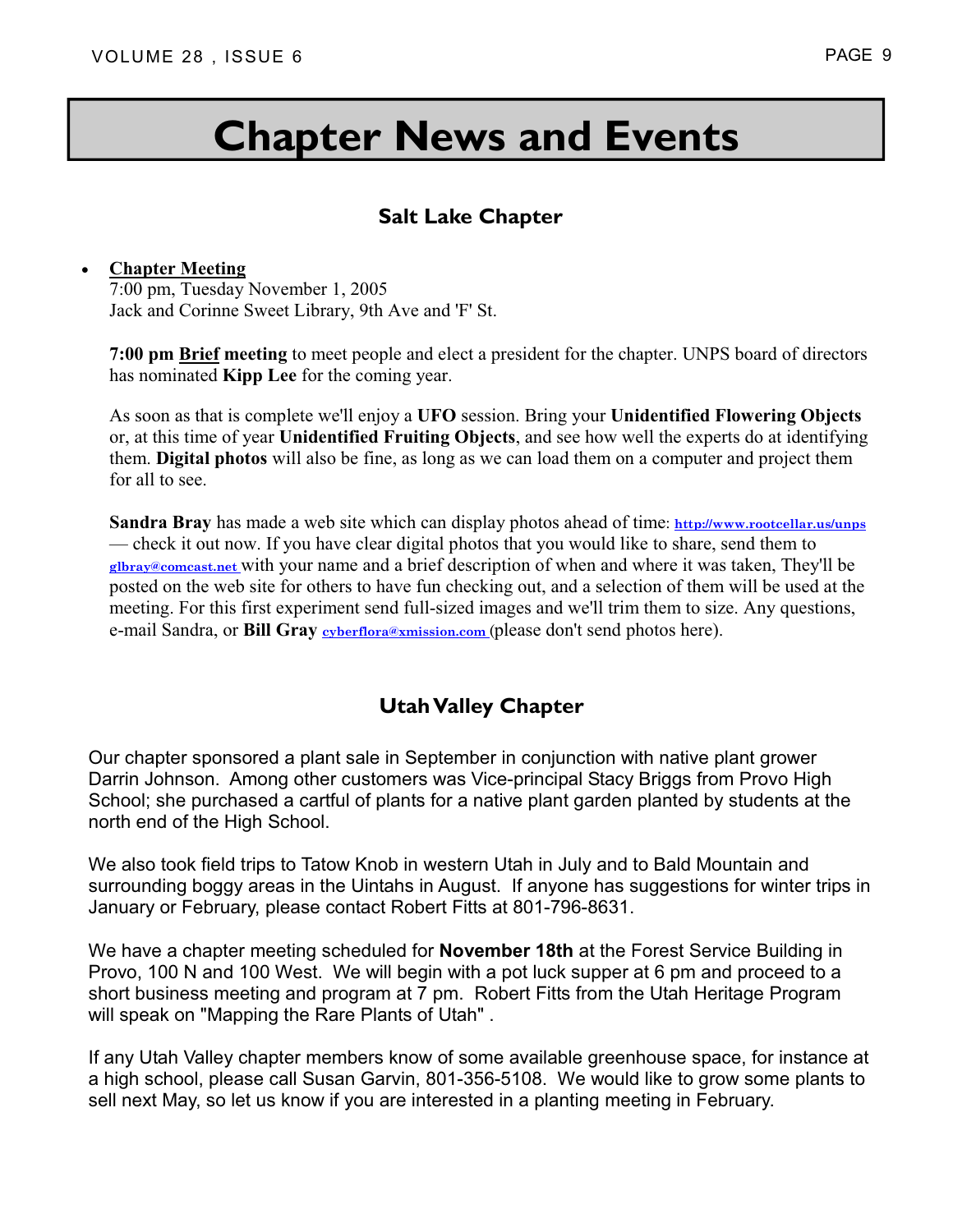# Chapter News and Events

## Salt Lake Chapter

- **Chapter Meeting**
  7:00 pm, Tuesday November 1, 2005
  Jack and Corinne Sweet Library, 9th Ave and 'F' St.

  **7:00 pm Brief meeting** to meet people and elect a president for the chapter. UNPS board of directors has nominated **Kipp Lee** for the coming year.

  As soon as that is complete we'll enjoy a **UFO** session. Bring your **Unidentified Flowering Objects** or, at this time of year **Unidentified Fruiting Objects**, and see how well the experts do at identifying them. **Digital photos** will also be fine, as long as we can load them on a computer and project them for all to see.

  **Sandra Bray** has made a web site which can display photos ahead of time: http://www.rootcellar.us/unps — check it out now. If you have clear digital photos that you would like to share, send them to glbray@comcast.net with your name and a brief description of when and where it was taken, They'll be posted on the web site for others to have fun checking out, and a selection of them will be used at the meeting. For this first experiment send full-sized images and we'll trim them to size. Any questions, e-mail Sandra, or **Bill Gray** cyberflora@xmission.com (please don't send photos here).

## Utah Valley Chapter

Our chapter sponsored a plant sale in September in conjunction with native plant grower Darrin Johnson. Among other customers was Vice-principal Stacy Briggs from Provo High School; she purchased a cartful of plants for a native plant garden planted by students at the north end of the High School.

We also took field trips to Tatow Knob in western Utah in July and to Bald Mountain and surrounding boggy areas in the Uintahs in August. If anyone has suggestions for winter trips in January or February, please contact Robert Fitts at 801-796-8631.

We have a chapter meeting scheduled for **November 18th** at the Forest Service Building in Provo, 100 N and 100 West. We will begin with a pot luck supper at 6 pm and proceed to a short business meeting and program at 7 pm. Robert Fitts from the Utah Heritage Program will speak on "Mapping the Rare Plants of Utah" .

If any Utah Valley chapter members know of some available greenhouse space, for instance at a high school, please call Susan Garvin, 801-356-5108. We would like to grow some plants to sell next May, so let us know if you are interested in a planting meeting in February.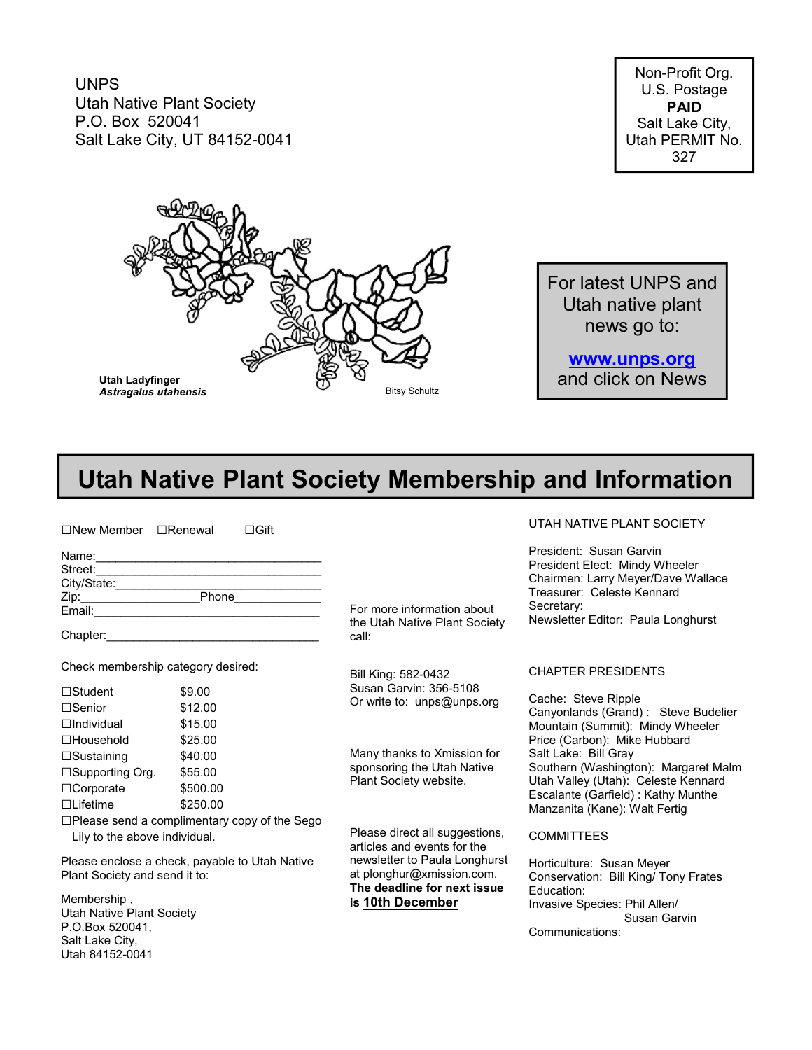UNPS
Utah Native Plant Society
P.O. Box 520041
Salt Lake City, UT 84152-0041

Non-Profit Org.
U.S. Postage
**PAID**
Salt Lake City,
Utah PERMIT No.
327

**Utah Ladyfinger**
***Astragalus utahensis***

Bitsy Schultz

For latest UNPS and Utah native plant news go to:

**www.unps.org**
and click on News

# Utah Native Plant Society Membership and Information

☐New Member ☐Renewal ☐Gift

Name:_________________________________
Street:_________________________________
City/State:______________________________
Zip:________________Phone_____________
Email:__________________________________

Chapter:_______________________________

Check membership category desired:

| | |
|---|---|
| ☐Student | $9.00 |
| ☐Senior | $12.00 |
| ☐Individual | $15.00 |
| ☐Household | $25.00 |
| ☐Sustaining | $40.00 |
| ☐Supporting Org. | $55.00 |
| ☐Corporate | $500.00 |
| ☐Lifetime | $250.00 |

☐Please send a complimentary copy of the Sego Lily to the above individual.

Please enclose a check, payable to Utah Native Plant Society and send it to:

Membership ,
Utah Native Plant Society
P.O.Box 520041,
Salt Lake City,
Utah 84152-0041

For more information about the Utah Native Plant Society call:

Bill King: 582-0432
Susan Garvin: 356-5108
Or write to: unps@unps.org

Many thanks to Xmission for sponsoring the Utah Native Plant Society website.

Please direct all suggestions, articles and events for the newsletter to Paula Longhurst at plonghur@xmission.com. **The deadline for next issue is 10th December**

UTAH NATIVE PLANT SOCIETY

President: Susan Garvin
President Elect: Mindy Wheeler
Chairmen: Larry Meyer/Dave Wallace
Treasurer: Celeste Kennard
Secretary:
Newsletter Editor: Paula Longhurst

CHAPTER PRESIDENTS

Cache: Steve Ripple
Canyonlands (Grand) : Steve Budelier
Mountain (Summit): Mindy Wheeler
Price (Carbon): Mike Hubbard
Salt Lake: Bill Gray
Southern (Washington): Margaret Malm
Utah Valley (Utah): Celeste Kennard
Escalante (Garfield) : Kathy Munthe
Manzanita (Kane): Walt Fertig

COMMITTEES

Horticulture: Susan Meyer
Conservation: Bill King/ Tony Frates
Education:
Invasive Species: Phil Allen/ Susan Garvin
Communications: